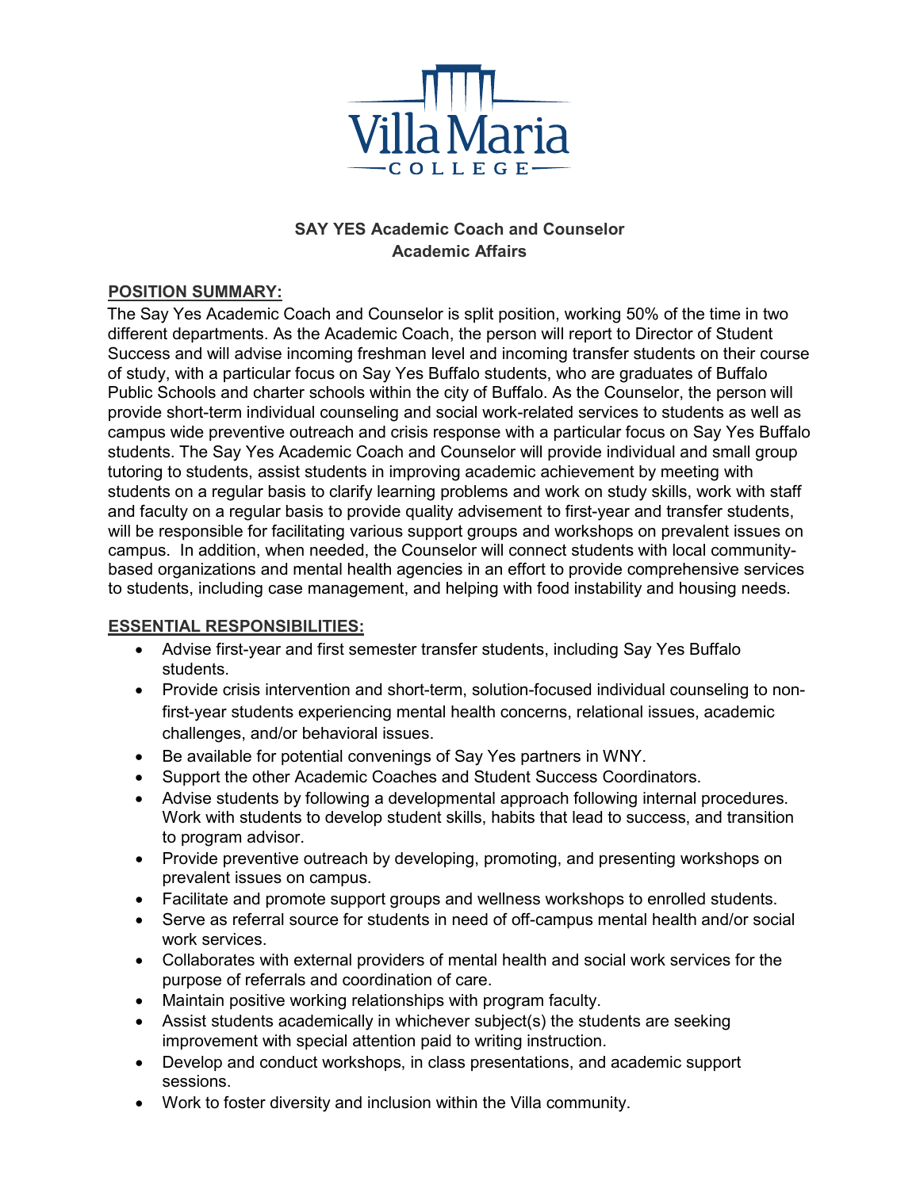Villa Maria COLLEGE

# SAY YES Academic Coach and Counselor
## Academic Affairs

**POSITION SUMMARY:**

The Say Yes Academic Coach and Counselor is split position, working 50% of the time in two different departments. As the Academic Coach, the person will report to Director of Student Success and will advise incoming freshman level and incoming transfer students on their course of study, with a particular focus on Say Yes Buffalo students, who are graduates of Buffalo Public Schools and charter schools within the city of Buffalo. As the Counselor, the person will provide short-term individual counseling and social work-related services to students as well as campus wide preventive outreach and crisis response with a particular focus on Say Yes Buffalo students. The Say Yes Academic Coach and Counselor will provide individual and small group tutoring to students, assist students in improving academic achievement by meeting with students on a regular basis to clarify learning problems and work on study skills, work with staff and faculty on a regular basis to provide quality advisement to first-year and transfer students, will be responsible for facilitating various support groups and workshops on prevalent issues on campus. In addition, when needed, the Counselor will connect students with local community-based organizations and mental health agencies in an effort to provide comprehensive services to students, including case management, and helping with food instability and housing needs.

**ESSENTIAL RESPONSIBILITIES:**

- Advise first-year and first semester transfer students, including Say Yes Buffalo students.
- Provide crisis intervention and short-term, solution-focused individual counseling to non-first-year students experiencing mental health concerns, relational issues, academic challenges, and/or behavioral issues.
- Be available for potential convenings of Say Yes partners in WNY.
- Support the other Academic Coaches and Student Success Coordinators.
- Advise students by following a developmental approach following internal procedures. Work with students to develop student skills, habits that lead to success, and transition to program advisor.
- Provide preventive outreach by developing, promoting, and presenting workshops on prevalent issues on campus.
- Facilitate and promote support groups and wellness workshops to enrolled students.
- Serve as referral source for students in need of off-campus mental health and/or social work services.
- Collaborates with external providers of mental health and social work services for the purpose of referrals and coordination of care.
- Maintain positive working relationships with program faculty.
- Assist students academically in whichever subject(s) the students are seeking improvement with special attention paid to writing instruction.
- Develop and conduct workshops, in class presentations, and academic support sessions.
- Work to foster diversity and inclusion within the Villa community.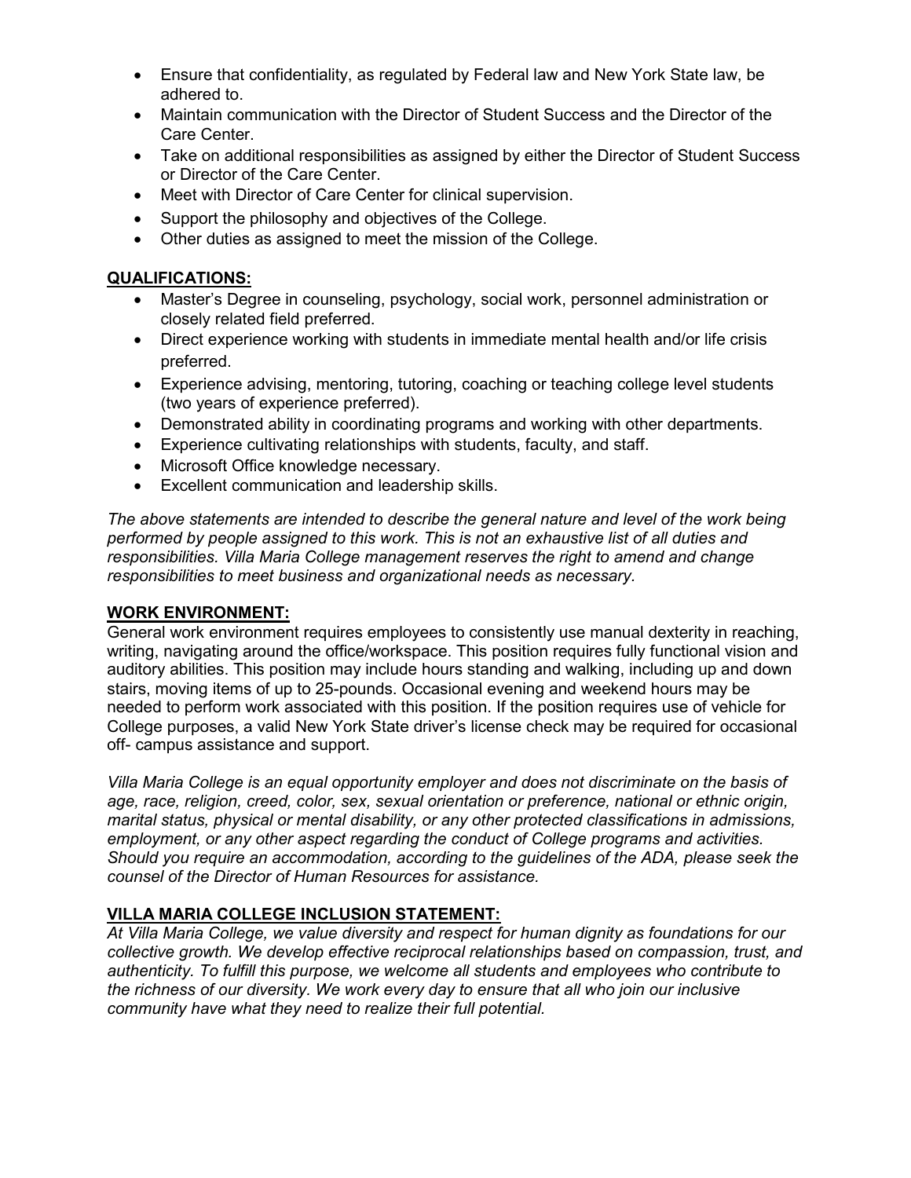- Ensure that confidentiality, as regulated by Federal law and New York State law, be adhered to.
- Maintain communication with the Director of Student Success and the Director of the Care Center.
- Take on additional responsibilities as assigned by either the Director of Student Success or Director of the Care Center.
- Meet with Director of Care Center for clinical supervision.
- Support the philosophy and objectives of the College.
- Other duties as assigned to meet the mission of the College.

## QUALIFICATIONS:

- Master's Degree in counseling, psychology, social work, personnel administration or closely related field preferred.
- Direct experience working with students in immediate mental health and/or life crisis preferred.
- Experience advising, mentoring, tutoring, coaching or teaching college level students (two years of experience preferred).
- Demonstrated ability in coordinating programs and working with other departments.
- Experience cultivating relationships with students, faculty, and staff.
- Microsoft Office knowledge necessary.
- Excellent communication and leadership skills.

*The above statements are intended to describe the general nature and level of the work being performed by people assigned to this work. This is not an exhaustive list of all duties and responsibilities. Villa Maria College management reserves the right to amend and change responsibilities to meet business and organizational needs as necessary.*

## WORK ENVIRONMENT:

General work environment requires employees to consistently use manual dexterity in reaching, writing, navigating around the office/workspace. This position requires fully functional vision and auditory abilities. This position may include hours standing and walking, including up and down stairs, moving items of up to 25-pounds. Occasional evening and weekend hours may be needed to perform work associated with this position. If the position requires use of vehicle for College purposes, a valid New York State driver's license check may be required for occasional off- campus assistance and support.

*Villa Maria College is an equal opportunity employer and does not discriminate on the basis of age, race, religion, creed, color, sex, sexual orientation or preference, national or ethnic origin, marital status, physical or mental disability, or any other protected classifications in admissions, employment, or any other aspect regarding the conduct of College programs and activities. Should you require an accommodation, according to the guidelines of the ADA, please seek the counsel of the Director of Human Resources for assistance.*

## VILLA MARIA COLLEGE INCLUSION STATEMENT:

*At Villa Maria College, we value diversity and respect for human dignity as foundations for our collective growth. We develop effective reciprocal relationships based on compassion, trust, and authenticity. To fulfill this purpose, we welcome all students and employees who contribute to the richness of our diversity. We work every day to ensure that all who join our inclusive community have what they need to realize their full potential.*